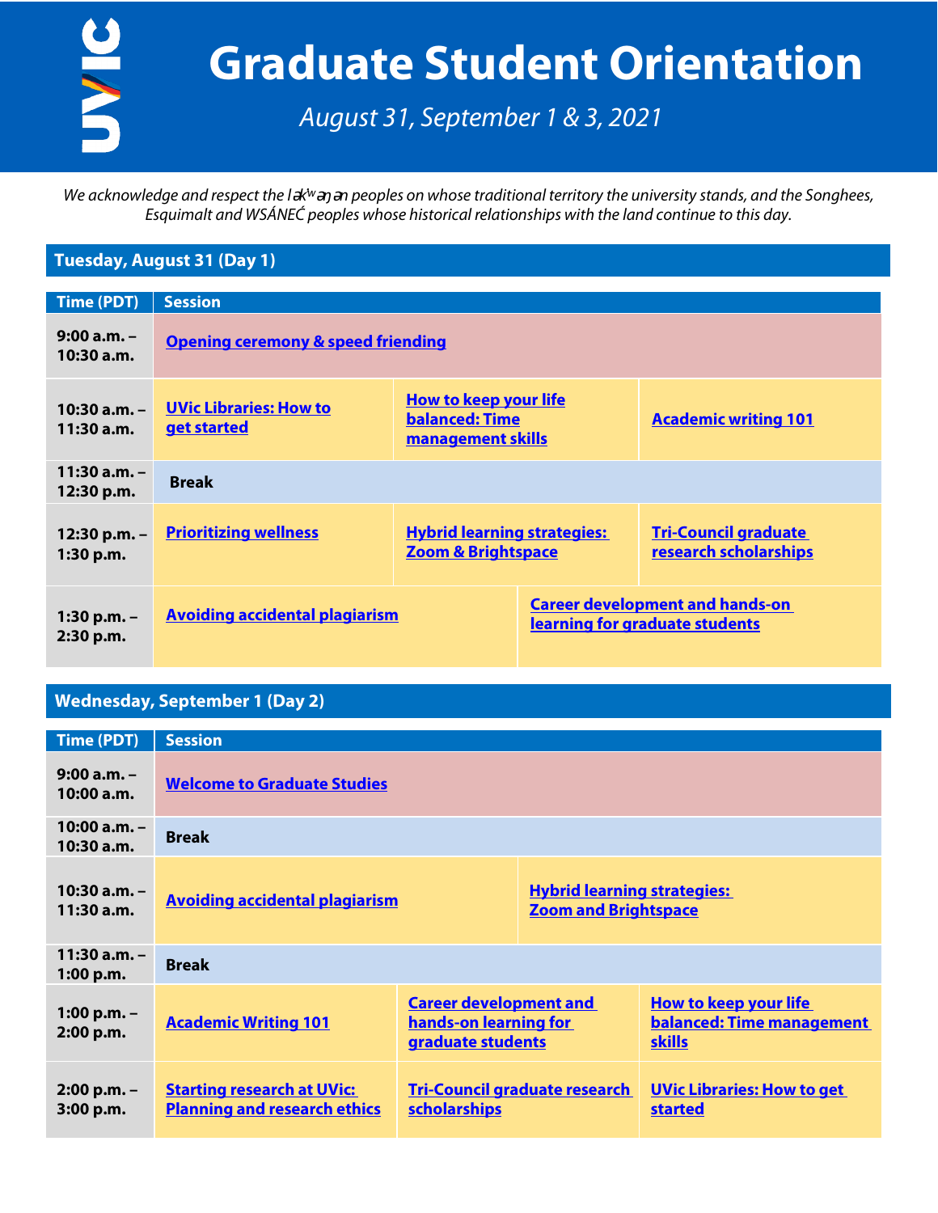# Graduate Student Orientation

*August 31, September 1 & 3, 2021*

*We acknowledge and respect the lək̓ʷəŋən peoples on whose traditional territory the university stands, and the Songhees, Esquimalt and WSÁNEĆ peoples whose historical relationships with the land continue to this day.*

## Tuesday, August 31 (Day 1)

| Time (PDT) | Session | | |
|---|---|---|---|
| 9:00 a.m. – 10:30 a.m. | Opening ceremony & speed friending | | |
| 10:30 a.m. – 11:30 a.m. | UVic Libraries: How to get started | How to keep your life balanced: Time management skills | Academic writing 101 |
| 11:30 a.m. – 12:30 p.m. | Break | | |
| 12:30 p.m. – 1:30 p.m. | Prioritizing wellness | Hybrid learning strategies: Zoom & Brightspace | Tri-Council graduate research scholarships |
| 1:30 p.m. – 2:30 p.m. | Avoiding accidental plagiarism | Career development and hands-on learning for graduate students | |

## Wednesday, September 1 (Day 2)

| Time (PDT) | Session | | |
|---|---|---|---|
| 9:00 a.m. – 10:00 a.m. | Welcome to Graduate Studies | | |
| 10:00 a.m. – 10:30 a.m. | Break | | |
| 10:30 a.m. – 11:30 a.m. | Avoiding accidental plagiarism | Hybrid learning strategies: Zoom and Brightspace | |
| 11:30 a.m. – 1:00 p.m. | Break | | |
| 1:00 p.m. – 2:00 p.m. | Academic Writing 101 | Career development and hands-on learning for graduate students | How to keep your life balanced: Time management skills |
| 2:00 p.m. – 3:00 p.m. | Starting research at UVic: Planning and research ethics | Tri-Council graduate research scholarships | UVic Libraries: How to get started |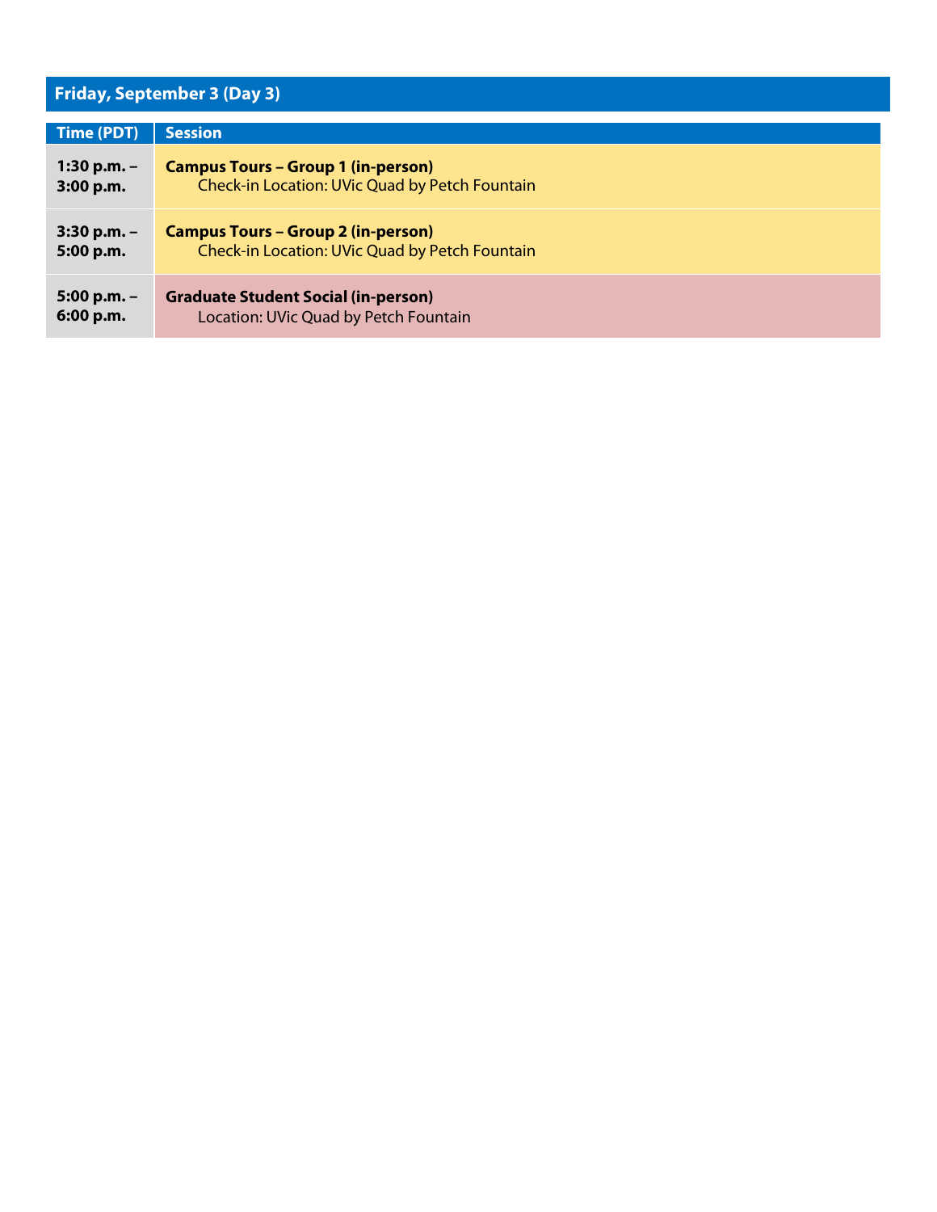## Friday, September 3 (Day 3)

| Time (PDT) | Session |
| --- | --- |
| 1:30 p.m. – 3:00 p.m. | **Campus Tours – Group 1 (in-person)**<br>Check-in Location: UVic Quad by Petch Fountain |
| 3:30 p.m. – 5:00 p.m. | **Campus Tours – Group 2 (in-person)**<br>Check-in Location: UVic Quad by Petch Fountain |
| 5:00 p.m. – 6:00 p.m. | **Graduate Student Social (in-person)**<br>Location: UVic Quad by Petch Fountain |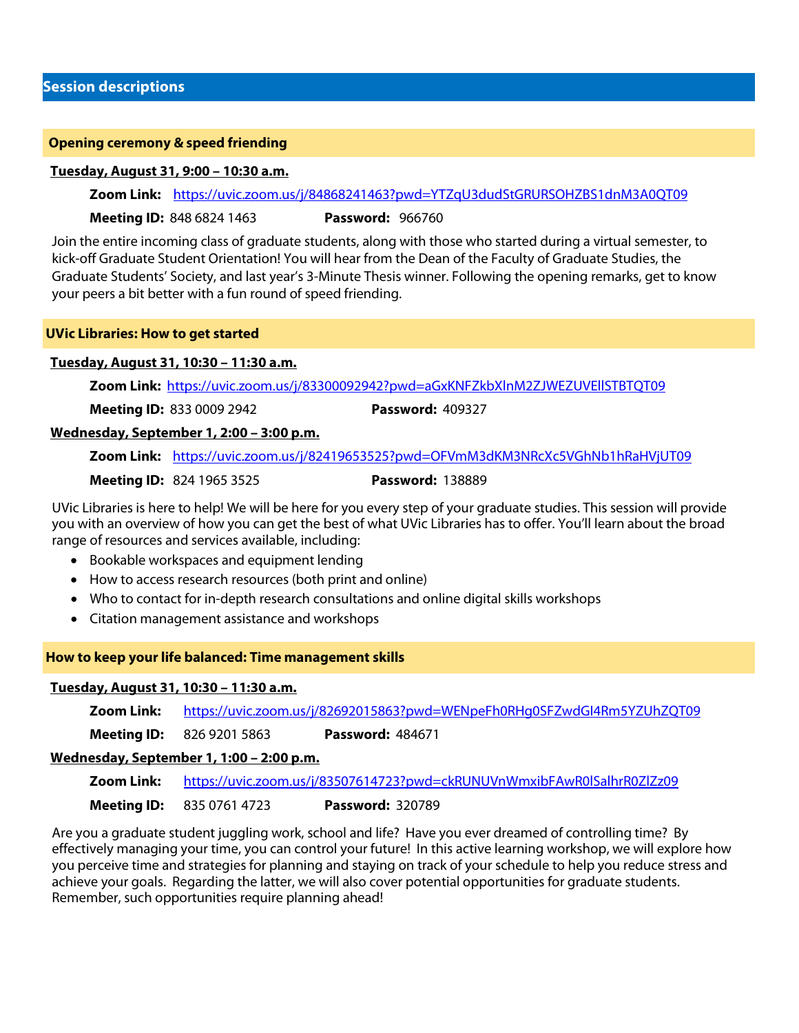## Session descriptions

### Opening ceremony & speed friending

**Tuesday, August 31, 9:00 – 10:30 a.m.**

**Zoom Link:** https://uvic.zoom.us/j/84868241463?pwd=YTZqU3dudStGRURSOHZBS1dnM3A0QT09

**Meeting ID:** 848 6824 1463 **Password:** 966760

Join the entire incoming class of graduate students, along with those who started during a virtual semester, to kick-off Graduate Student Orientation! You will hear from the Dean of the Faculty of Graduate Studies, the Graduate Students' Society, and last year's 3-Minute Thesis winner. Following the opening remarks, get to know your peers a bit better with a fun round of speed friending.

### UVic Libraries: How to get started

**Tuesday, August 31, 10:30 – 11:30 a.m.**

**Zoom Link:** https://uvic.zoom.us/j/83300092942?pwd=aGxKNFZkbXlnM2ZJWEZUVElISTBTQT09

**Meeting ID:** 833 0009 2942 **Password:** 409327

**Wednesday, September 1, 2:00 – 3:00 p.m.**

**Zoom Link:** https://uvic.zoom.us/j/82419653525?pwd=OFVmM3dKM3NRcXc5VGhNb1hRaHVjUT09

**Meeting ID:** 824 1965 3525 **Password:** 138889

UVic Libraries is here to help! We will be here for you every step of your graduate studies. This session will provide you with an overview of how you can get the best of what UVic Libraries has to offer. You'll learn about the broad range of resources and services available, including:

- Bookable workspaces and equipment lending
- How to access research resources (both print and online)
- Who to contact for in-depth research consultations and online digital skills workshops
- Citation management assistance and workshops

### How to keep your life balanced: Time management skills

**Tuesday, August 31, 10:30 – 11:30 a.m.**

**Zoom Link:** https://uvic.zoom.us/j/82692015863?pwd=WENpeFh0RHg0SFZwdGI4Rm5YZUhZQT09

**Meeting ID:** 826 9201 5863 **Password:** 484671

**Wednesday, September 1, 1:00 – 2:00 p.m.**

**Zoom Link:** https://uvic.zoom.us/j/83507614723?pwd=ckRUNUVnWmxibFAwR0lSalhrR0ZlZz09

**Meeting ID:** 835 0761 4723 **Password:** 320789

Are you a graduate student juggling work, school and life? Have you ever dreamed of controlling time? By effectively managing your time, you can control your future! In this active learning workshop, we will explore how you perceive time and strategies for planning and staying on track of your schedule to help you reduce stress and achieve your goals. Regarding the latter, we will also cover potential opportunities for graduate students. Remember, such opportunities require planning ahead!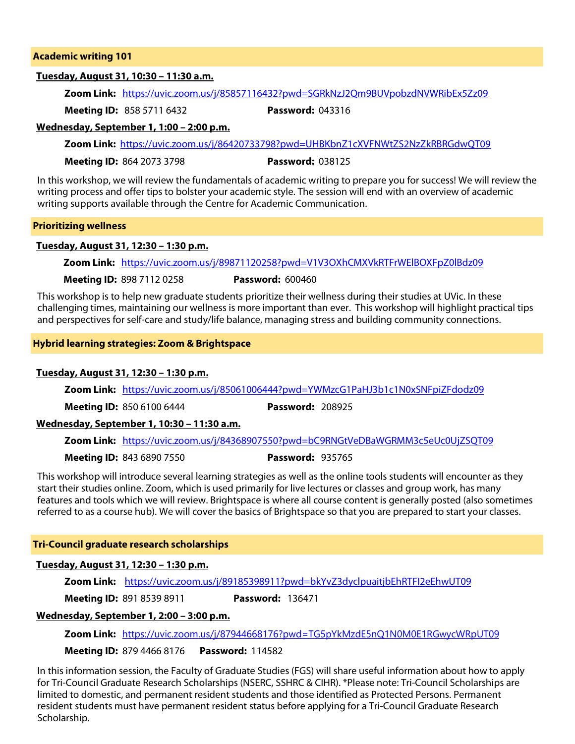## Academic writing 101

**Tuesday, August 31, 10:30 – 11:30 a.m.**

**Zoom Link:** https://uvic.zoom.us/j/85857116432?pwd=SGRkNzJ2Qm9BUVpobzdNVWRibEx5Zz09

**Meeting ID:** 858 5711 6432 **Password:** 043316

**Wednesday, September 1, 1:00 – 2:00 p.m.**

**Zoom Link:** https://uvic.zoom.us/j/86420733798?pwd=UHBKbnZ1cXVFNWtZS2NzZkRBRGdwQT09

**Meeting ID:** 864 2073 3798 **Password:** 038125

In this workshop, we will review the fundamentals of academic writing to prepare you for success! We will review the writing process and offer tips to bolster your academic style. The session will end with an overview of academic writing supports available through the Centre for Academic Communication.

## Prioritizing wellness

**Tuesday, August 31, 12:30 – 1:30 p.m.**

**Zoom Link:** https://uvic.zoom.us/j/89871120258?pwd=V1V3OXhCMXVkRTFrWElBOXFpZ0lBdz09

**Meeting ID:** 898 7112 0258 **Password:** 600460

This workshop is to help new graduate students prioritize their wellness during their studies at UVic. In these challenging times, maintaining our wellness is more important than ever. This workshop will highlight practical tips and perspectives for self-care and study/life balance, managing stress and building community connections.

## Hybrid learning strategies: Zoom & Brightspace

**Tuesday, August 31, 12:30 – 1:30 p.m.**

**Zoom Link:** https://uvic.zoom.us/j/85061006444?pwd=YWMzcG1PaHJ3b1c1N0xSNFpiZFdodz09

**Meeting ID:** 850 6100 6444 **Password:** 208925

**Wednesday, September 1, 10:30 – 11:30 a.m.**

**Zoom Link:** https://uvic.zoom.us/j/84368907550?pwd=bC9RNGtVeDBaWGRMM3c5eUc0UjZSQT09

**Meeting ID:** 843 6890 7550 **Password:** 935765

This workshop will introduce several learning strategies as well as the online tools students will encounter as they start their studies online. Zoom, which is used primarily for live lectures or classes and group work, has many features and tools which we will review. Brightspace is where all course content is generally posted (also sometimes referred to as a course hub). We will cover the basics of Brightspace so that you are prepared to start your classes.

## Tri-Council graduate research scholarships

**Tuesday, August 31, 12:30 – 1:30 p.m.**

**Zoom Link:** https://uvic.zoom.us/j/89185398911?pwd=bkYvZ3dyclpuaitjbEhRTFI2eEhwUT09

**Meeting ID:** 891 8539 8911 **Password:** 136471

**Wednesday, September 1, 2:00 – 3:00 p.m.**

**Zoom Link:** https://uvic.zoom.us/j/87944668176?pwd=TG5pYkMzdE5nQ1N0M0E1RGwycWRpUT09

**Meeting ID:** 879 4466 8176 **Password:** 114582

In this information session, the Faculty of Graduate Studies (FGS) will share useful information about how to apply for Tri-Council Graduate Research Scholarships (NSERC, SSHRC & CIHR). *Please note: Tri-Council Scholarships are limited to domestic, and permanent resident students and those identified as Protected Persons. Permanent resident students must have permanent resident status before applying for a Tri-Council Graduate Research Scholarship.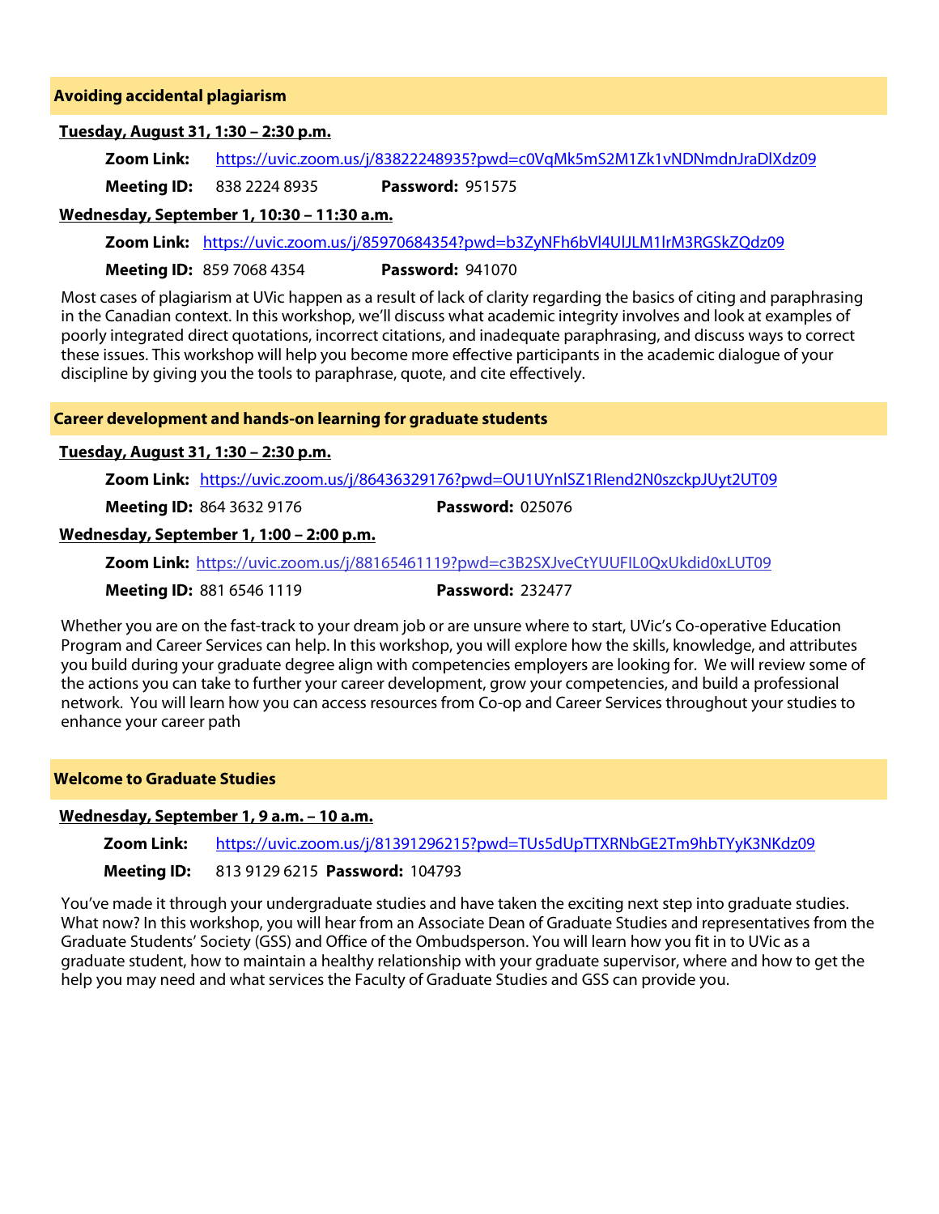## Avoiding accidental plagiarism

**Tuesday, August 31, 1:30 – 2:30 p.m.**

**Zoom Link:** https://uvic.zoom.us/j/83822248935?pwd=c0VqMk5mS2M1Zk1vNDNmdnJraDlXdz09

**Meeting ID:** 838 2224 8935 **Password:** 951575

**Wednesday, September 1, 10:30 – 11:30 a.m.**

**Zoom Link:** https://uvic.zoom.us/j/85970684354?pwd=b3ZyNFh6bVl4UlJLM1lrM3RGSkZQdz09

**Meeting ID:** 859 7068 4354 **Password:** 941070

Most cases of plagiarism at UVic happen as a result of lack of clarity regarding the basics of citing and paraphrasing in the Canadian context. In this workshop, we'll discuss what academic integrity involves and look at examples of poorly integrated direct quotations, incorrect citations, and inadequate paraphrasing, and discuss ways to correct these issues. This workshop will help you become more effective participants in the academic dialogue of your discipline by giving you the tools to paraphrase, quote, and cite effectively.

## Career development and hands-on learning for graduate students

**Tuesday, August 31, 1:30 – 2:30 p.m.**

**Zoom Link:** https://uvic.zoom.us/j/86436329176?pwd=OU1UYnlSZ1Rlend2N0szckpJUyt2UT09

**Meeting ID:** 864 3632 9176 **Password:** 025076

**Wednesday, September 1, 1:00 – 2:00 p.m.**

**Zoom Link:** https://uvic.zoom.us/j/88165461119?pwd=c3B2SXJveCtYUUFIL0QxUkdid0xLUT09

**Meeting ID:** 881 6546 1119 **Password:** 232477

Whether you are on the fast-track to your dream job or are unsure where to start, UVic's Co-operative Education Program and Career Services can help. In this workshop, you will explore how the skills, knowledge, and attributes you build during your graduate degree align with competencies employers are looking for. We will review some of the actions you can take to further your career development, grow your competencies, and build a professional network. You will learn how you can access resources from Co-op and Career Services throughout your studies to enhance your career path

## Welcome to Graduate Studies

**Wednesday, September 1, 9 a.m. – 10 a.m.**

**Zoom Link:** https://uvic.zoom.us/j/81391296215?pwd=TUs5dUpTTXRNbGE2Tm9hbTYyK3NKdz09

**Meeting ID:** 813 9129 6215 **Password:** 104793

You've made it through your undergraduate studies and have taken the exciting next step into graduate studies. What now? In this workshop, you will hear from an Associate Dean of Graduate Studies and representatives from the Graduate Students' Society (GSS) and Office of the Ombudsperson. You will learn how you fit in to UVic as a graduate student, how to maintain a healthy relationship with your graduate supervisor, where and how to get the help you may need and what services the Faculty of Graduate Studies and GSS can provide you.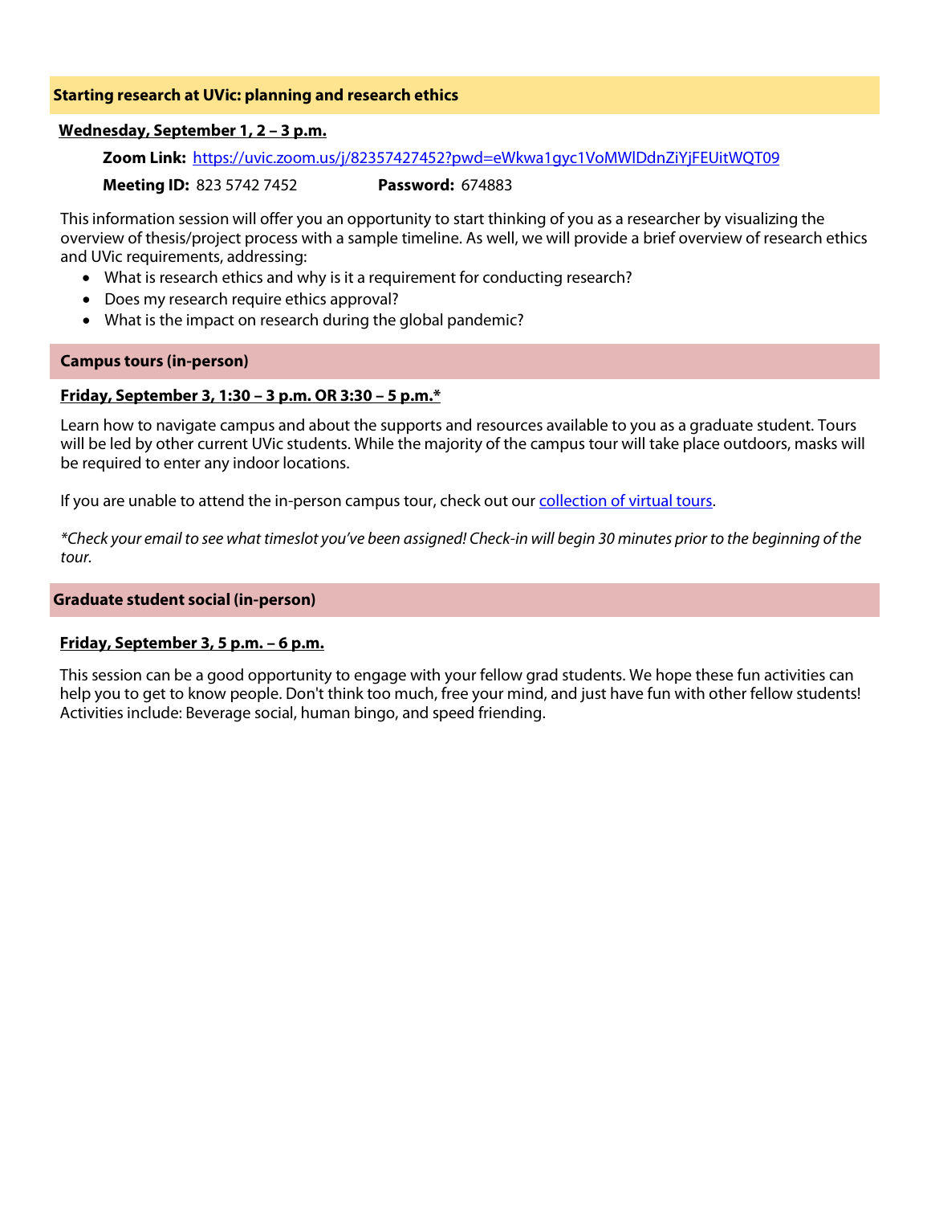## Starting research at UVic: planning and research ethics

**Wednesday, September 1, 2 – 3 p.m.**

**Zoom Link:** [https://uvic.zoom.us/j/82357427452?pwd=eWkwa1gyc1VoMWlDdnZiYjFEUitWQT09](https://uvic.zoom.us/j/82357427452?pwd=eWkwa1gyc1VoMWlDdnZiYjFEUitWQT09)

**Meeting ID:** 823 5742 7452 **Password:** 674883

This information session will offer you an opportunity to start thinking of you as a researcher by visualizing the overview of thesis/project process with a sample timeline. As well, we will provide a brief overview of research ethics and UVic requirements, addressing:

- What is research ethics and why is it a requirement for conducting research?
- Does my research require ethics approval?
- What is the impact on research during the global pandemic?

## Campus tours (in-person)

**Friday, September 3, 1:30 – 3 p.m. OR 3:30 – 5 p.m.***

Learn how to navigate campus and about the supports and resources available to you as a graduate student. Tours will be led by other current UVic students. While the majority of the campus tour will take place outdoors, masks will be required to enter any indoor locations.

If you are unable to attend the in-person campus tour, check out our collection of virtual tours.

*\*Check your email to see what timeslot you've been assigned! Check-in will begin 30 minutes prior to the beginning of the tour.*

## Graduate student social (in-person)

**Friday, September 3, 5 p.m. – 6 p.m.**

This session can be a good opportunity to engage with your fellow grad students. We hope these fun activities can help you to get to know people. Don't think too much, free your mind, and just have fun with other fellow students! Activities include: Beverage social, human bingo, and speed friending.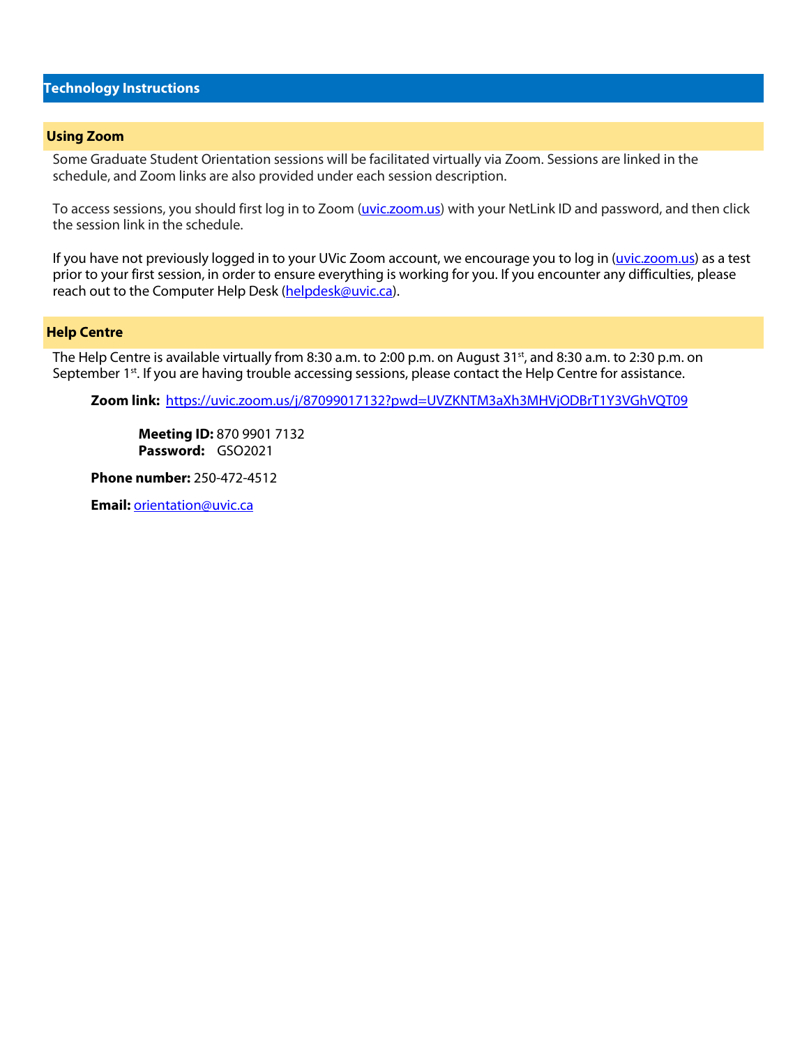## Technology Instructions

### Using Zoom

Some Graduate Student Orientation sessions will be facilitated virtually via Zoom. Sessions are linked in the schedule, and Zoom links are also provided under each session description.

To access sessions, you should first log in to Zoom (uvic.zoom.us) with your NetLink ID and password, and then click the session link in the schedule.

If you have not previously logged in to your UVic Zoom account, we encourage you to log in (uvic.zoom.us) as a test prior to your first session, in order to ensure everything is working for you. If you encounter any difficulties, please reach out to the Computer Help Desk (helpdesk@uvic.ca).

### Help Centre

The Help Centre is available virtually from 8:30 a.m. to 2:00 p.m. on August 31st, and 8:30 a.m. to 2:30 p.m. on September 1st. If you are having trouble accessing sessions, please contact the Help Centre for assistance.

**Zoom link:** https://uvic.zoom.us/j/87099017132?pwd=UVZKNTM3aXh3MHVjODBrT1Y3VGhVQT09

**Meeting ID:** 870 9901 7132
**Password:** GSO2021

**Phone number:** 250-472-4512

**Email:** orientation@uvic.ca